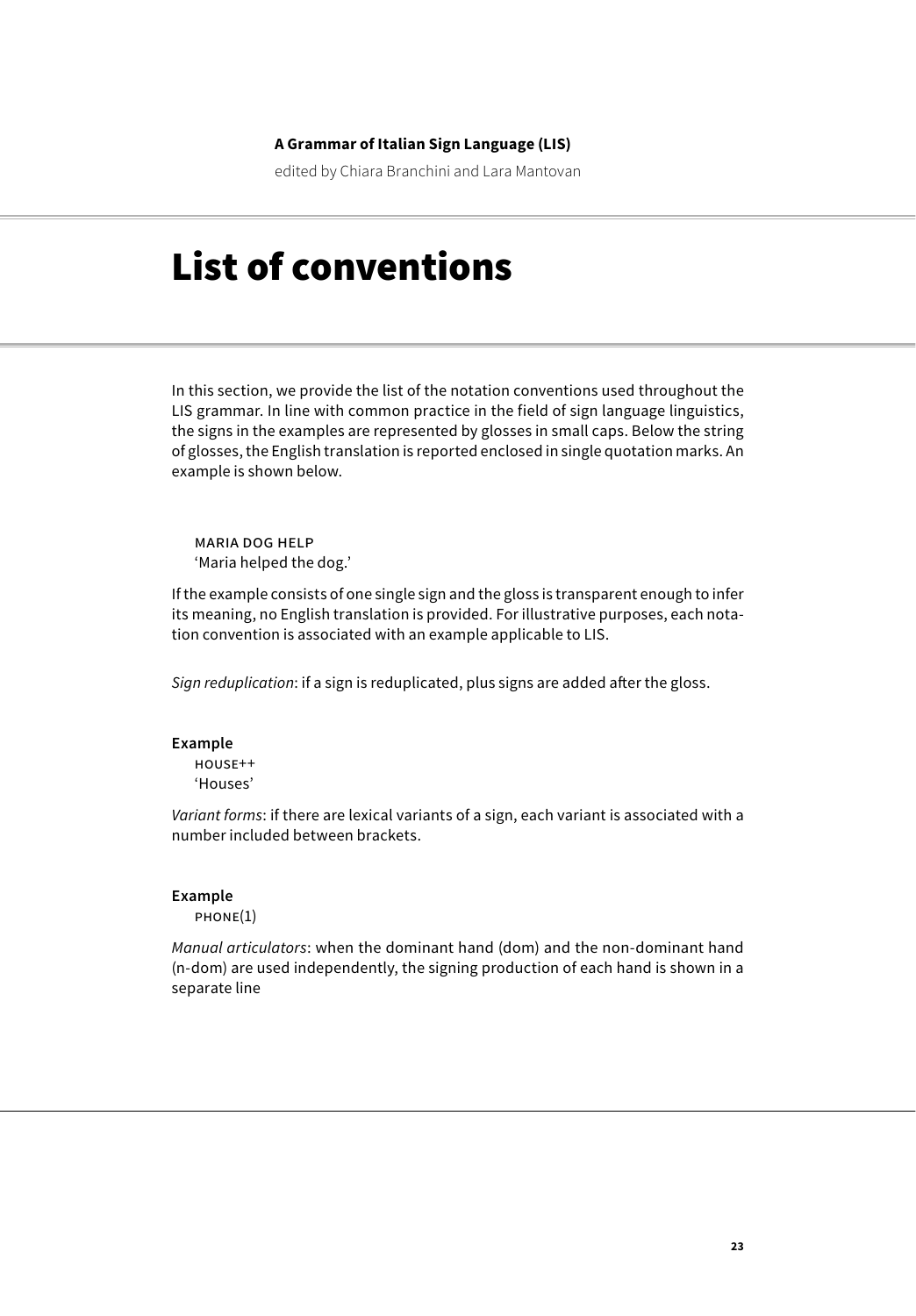A Grammar of Italian Sign Language (LIS)

edited by Chiara Branchini and Lara Mantovan

# List of conventions

In this section, we provide the list of the notation conventions used throughout the LIS grammar. In line with common practice in the field of sign language linguistics, the signs in the examples are represented by glosses in small caps. Below the string of glosses, the English translation is reported enclosed in single quotation marks. An example is shown below.

MARIA DOG HELP
'Maria helped the dog.'

If the example consists of one single sign and the gloss is transparent enough to infer its meaning, no English translation is provided. For illustrative purposes, each notation convention is associated with an example applicable to LIS.

*Sign reduplication*: if a sign is reduplicated, plus signs are added after the gloss.

**Example**

HOUSE++
'Houses'

*Variant forms*: if there are lexical variants of a sign, each variant is associated with a number included between brackets.

**Example**

PHONE(1)

*Manual articulators*: when the dominant hand (dom) and the non-dominant hand (n-dom) are used independently, the signing production of each hand is shown in a separate line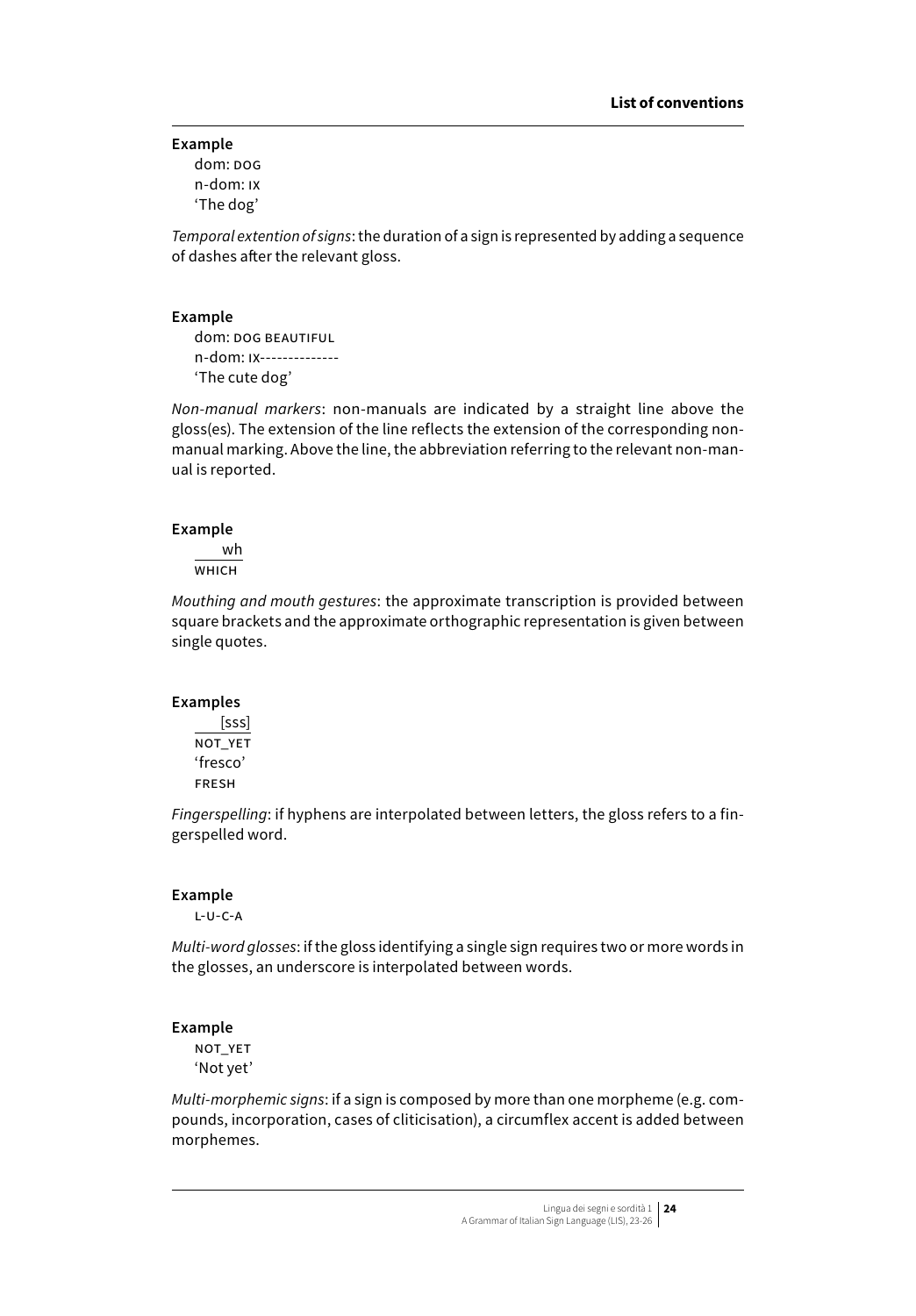**Example**

dom: DOG
n-dom: IX
'The dog'

*Temporal extention of signs*: the duration of a sign is represented by adding a sequence of dashes after the relevant gloss.

**Example**

dom: DOG BEAUTIFUL
n-dom: IX--------------
'The cute dog'

*Non-manual markers*: non-manuals are indicated by a straight line above the gloss(es). The extension of the line reflects the extension of the corresponding non-manual marking. Above the line, the abbreviation referring to the relevant non-manual is reported.

**Example**

```
____wh
WHICH
```

*Mouthing and mouth gestures*: the approximate transcription is provided between square brackets and the approximate orthographic representation is given between single quotes.

**Examples**

```
____[sss]
NOT_YET
```

'fresco'
FRESH

*Fingerspelling*: if hyphens are interpolated between letters, the gloss refers to a fingerspelled word.

**Example**

L-U-C-A

*Multi-word glosses*: if the gloss identifying a single sign requires two or more words in the glosses, an underscore is interpolated between words.

**Example**

NOT_YET
'Not yet'

*Multi-morphemic signs*: if a sign is composed by more than one morpheme (e.g. compounds, incorporation, cases of cliticisation), a circumflex accent is added between morphemes.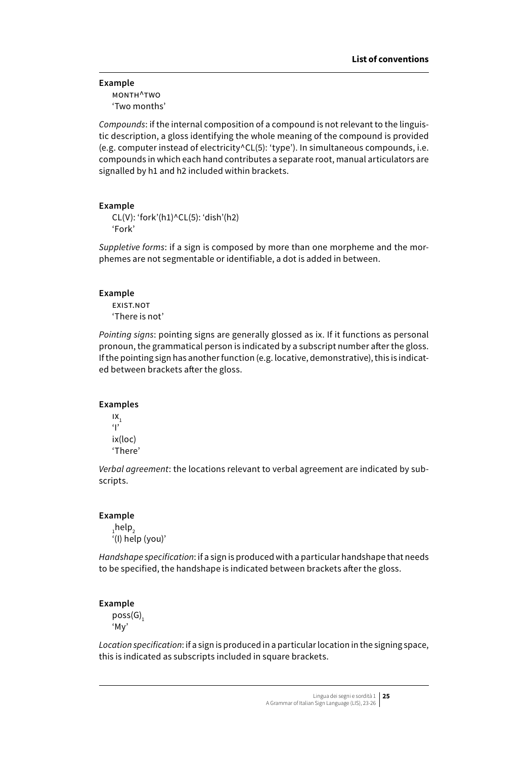**Example**

MONTH^TWO
'Two months'

*Compounds*: if the internal composition of a compound is not relevant to the linguistic description, a gloss identifying the whole meaning of the compound is provided (e.g. computer instead of electricity^CL(5): 'type'). In simultaneous compounds, i.e. compounds in which each hand contributes a separate root, manual articulators are signalled by h1 and h2 included within brackets.

**Example**

CL(V): 'fork'(h1)^CL(5): 'dish'(h2)
'Fork'

*Suppletive forms*: if a sign is composed by more than one morpheme and the morphemes are not segmentable or identifiable, a dot is added in between.

**Example**

EXIST.NOT
'There is not'

*Pointing signs*: pointing signs are generally glossed as ix. If it functions as personal pronoun, the grammatical person is indicated by a subscript number after the gloss. If the pointing sign has another function (e.g. locative, demonstrative), this is indicated between brackets after the gloss.

**Examples**

$\text{IX}_1$
'I'
ix(loc)
'There'

*Verbal agreement*: the locations relevant to verbal agreement are indicated by subscripts.

**Example**

${}_1\text{help}_2$
'(I) help (you)'

*Handshape specification*: if a sign is produced with a particular handshape that needs to be specified, the handshape is indicated between brackets after the gloss.

**Example**

$\text{poss(G)}_1$
'My'

*Location specification*: if a sign is produced in a particular location in the signing space, this is indicated as subscripts included in square brackets.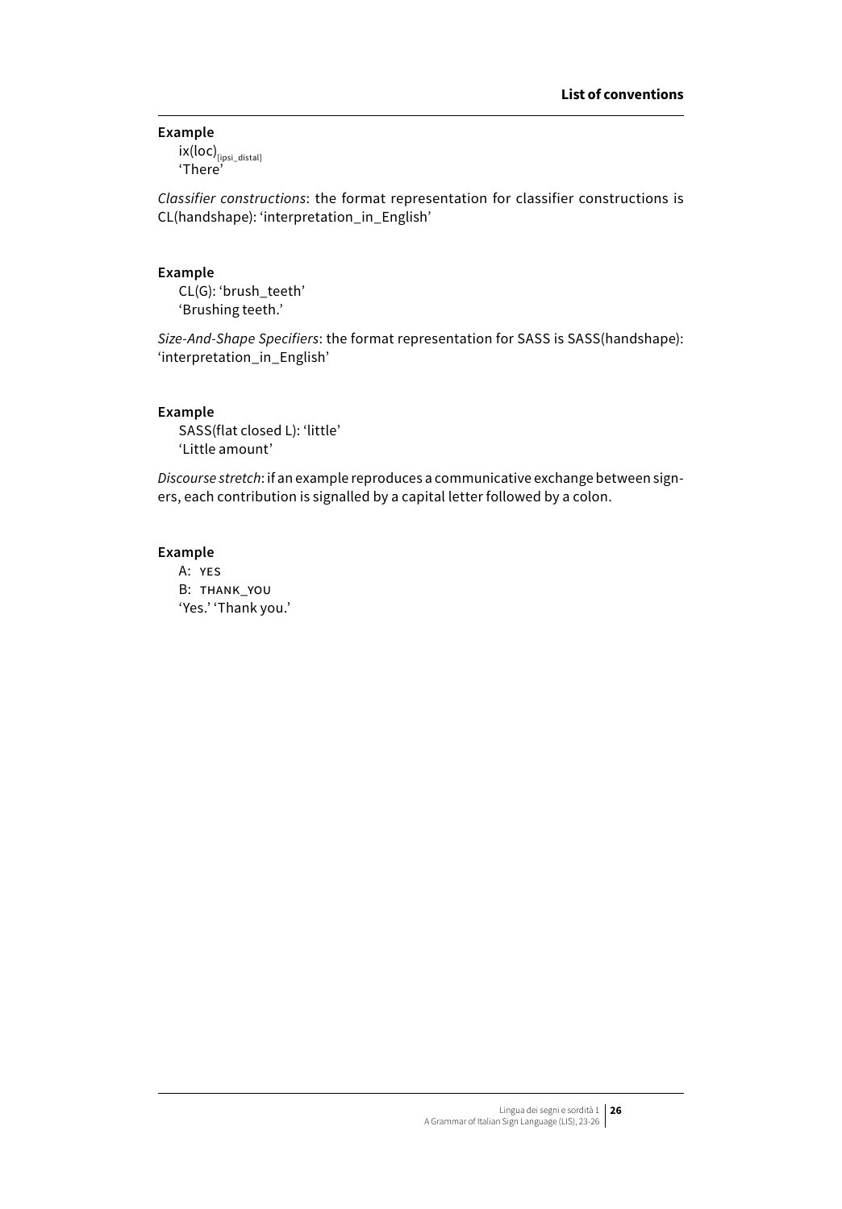**Example**

ix(loc)$_{[ipsi\_distal]}$
'There'

*Classifier constructions*: the format representation for classifier constructions is CL(handshape): 'interpretation_in_English'

**Example**

CL(G): 'brush_teeth'
'Brushing teeth.'

*Size-And-Shape Specifiers*: the format representation for SASS is SASS(handshape): 'interpretation_in_English'

**Example**

SASS(flat closed L): 'little'
'Little amount'

*Discourse stretch*: if an example reproduces a communicative exchange between signers, each contribution is signalled by a capital letter followed by a colon.

**Example**

A: YES
B: THANK_YOU
'Yes.' 'Thank you.'